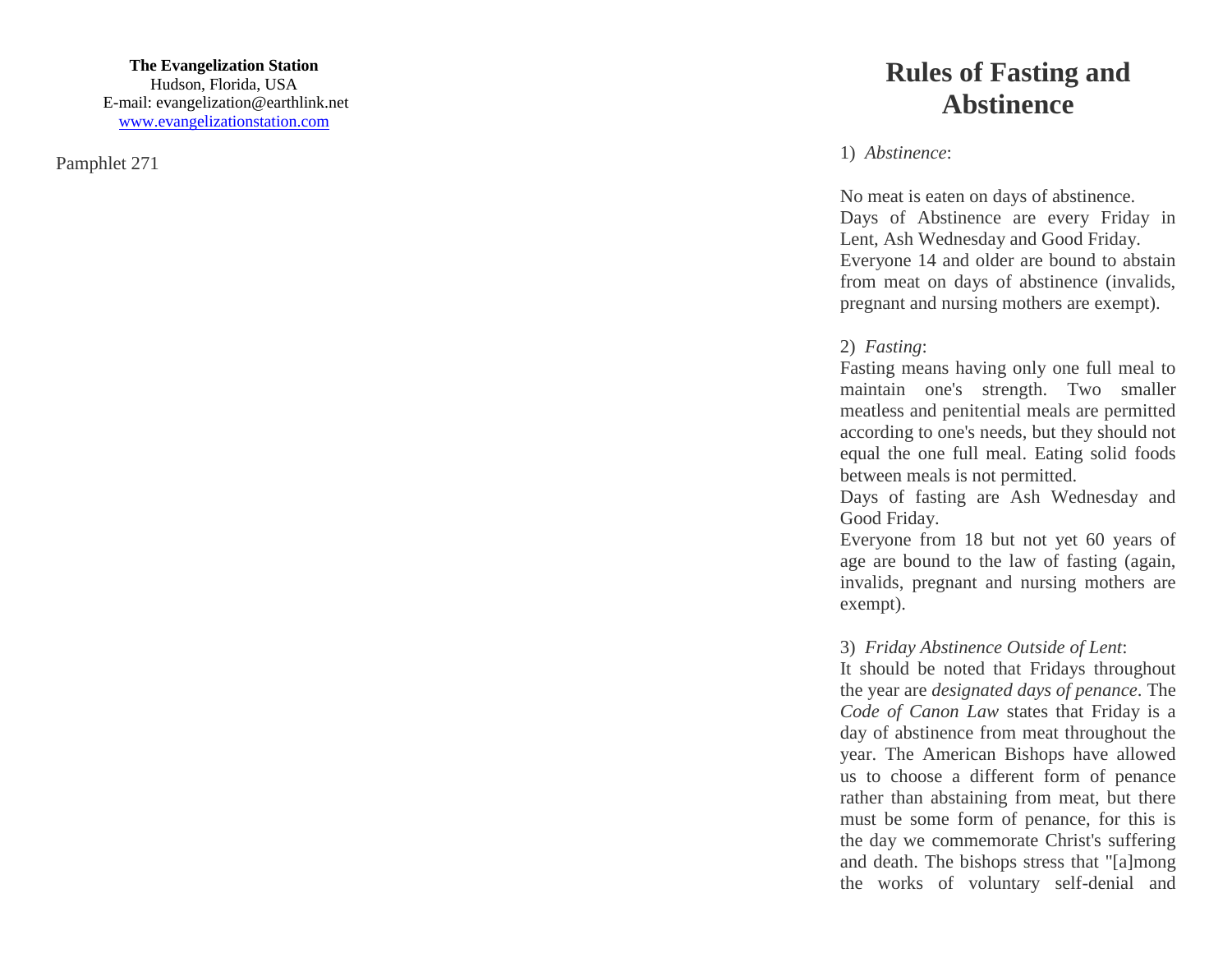**The Evangelization Station**
Hudson, Florida, USA
E-mail: evangelization@earthlink.net
www.evangelizationstation.com

Pamphlet 271

# Rules of Fasting and Abstinence

1) *Abstinence*:

No meat is eaten on days of abstinence.
Days of Abstinence are every Friday in Lent, Ash Wednesday and Good Friday.
Everyone 14 and older are bound to abstain from meat on days of abstinence (invalids, pregnant and nursing mothers are exempt).

2) *Fasting*:
Fasting means having only one full meal to maintain one's strength. Two smaller meatless and penitential meals are permitted according to one's needs, but they should not equal the one full meal. Eating solid foods between meals is not permitted.
Days of fasting are Ash Wednesday and Good Friday.
Everyone from 18 but not yet 60 years of age are bound to the law of fasting (again, invalids, pregnant and nursing mothers are exempt).

3) *Friday Abstinence Outside of Lent*:
It should be noted that Fridays throughout the year are *designated days of penance*. The *Code of Canon Law* states that Friday is a day of abstinence from meat throughout the year. The American Bishops have allowed us to choose a different form of penance rather than abstaining from meat, but there must be some form of penance, for this is the day we commemorate Christ's suffering and death. The bishops stress that "[a]mong the works of voluntary self-denial and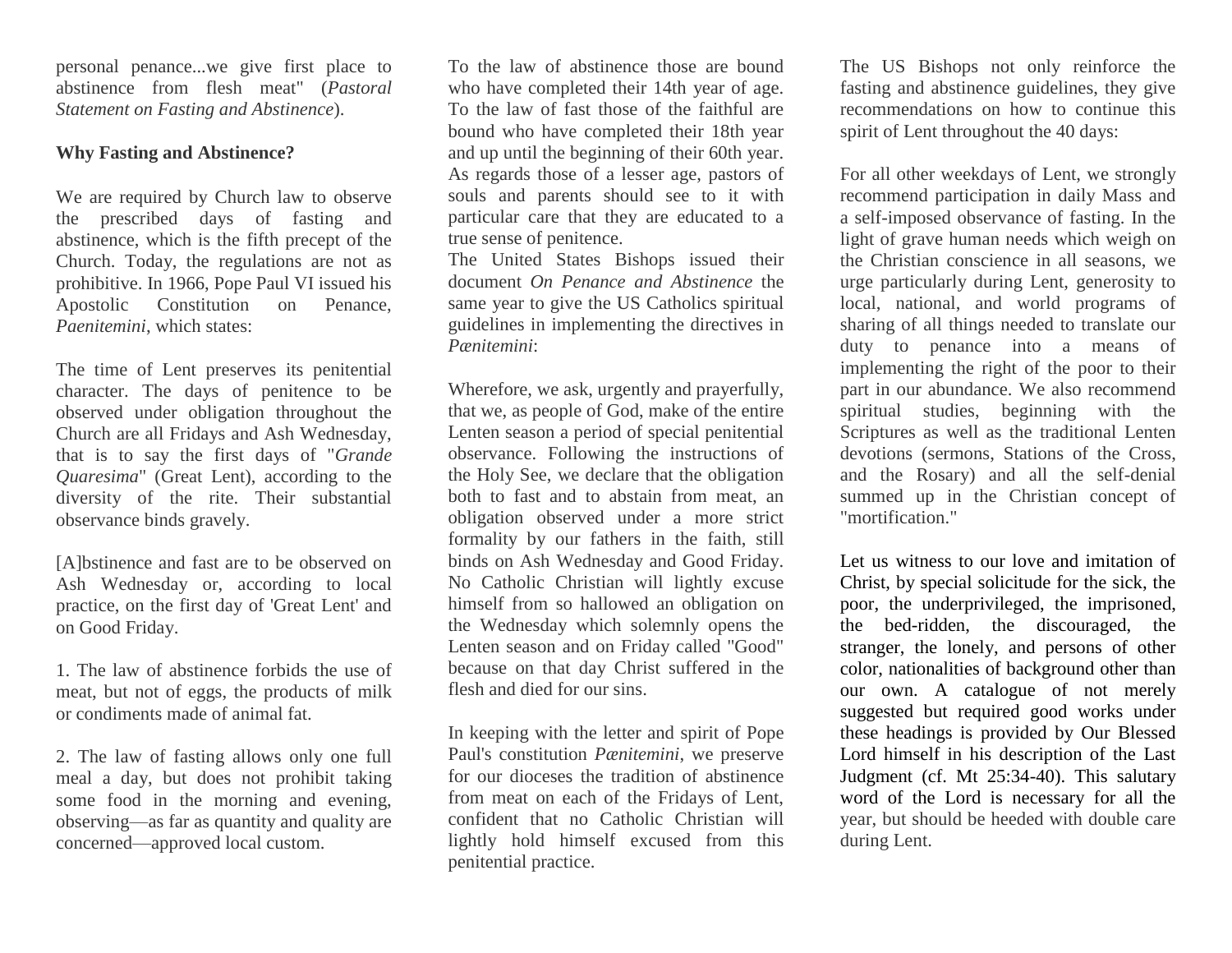personal penance...we give first place to abstinence from flesh meat" (*Pastoral Statement on Fasting and Abstinence*).

**Why Fasting and Abstinence?**

We are required by Church law to observe the prescribed days of fasting and abstinence, which is the fifth precept of the Church. Today, the regulations are not as prohibitive. In 1966, Pope Paul VI issued his Apostolic Constitution on Penance, *Paenitemini*, which states:

The time of Lent preserves its penitential character. The days of penitence to be observed under obligation throughout the Church are all Fridays and Ash Wednesday, that is to say the first days of "*Grande Quaresima*" (Great Lent), according to the diversity of the rite. Their substantial observance binds gravely.

[A]bstinence and fast are to be observed on Ash Wednesday or, according to local practice, on the first day of 'Great Lent' and on Good Friday.

1. The law of abstinence forbids the use of meat, but not of eggs, the products of milk or condiments made of animal fat.

2. The law of fasting allows only one full meal a day, but does not prohibit taking some food in the morning and evening, observing—as far as quantity and quality are concerned—approved local custom.

To the law of abstinence those are bound who have completed their 14th year of age. To the law of fast those of the faithful are bound who have completed their 18th year and up until the beginning of their 60th year. As regards those of a lesser age, pastors of souls and parents should see to it with particular care that they are educated to a true sense of penitence.

The United States Bishops issued their document *On Penance and Abstinence* the same year to give the US Catholics spiritual guidelines in implementing the directives in *Pænitemini*:

Wherefore, we ask, urgently and prayerfully, that we, as people of God, make of the entire Lenten season a period of special penitential observance. Following the instructions of the Holy See, we declare that the obligation both to fast and to abstain from meat, an obligation observed under a more strict formality by our fathers in the faith, still binds on Ash Wednesday and Good Friday. No Catholic Christian will lightly excuse himself from so hallowed an obligation on the Wednesday which solemnly opens the Lenten season and on Friday called "Good" because on that day Christ suffered in the flesh and died for our sins.

In keeping with the letter and spirit of Pope Paul's constitution *Pænitemini*, we preserve for our dioceses the tradition of abstinence from meat on each of the Fridays of Lent, confident that no Catholic Christian will lightly hold himself excused from this penitential practice.

The US Bishops not only reinforce the fasting and abstinence guidelines, they give recommendations on how to continue this spirit of Lent throughout the 40 days:

For all other weekdays of Lent, we strongly recommend participation in daily Mass and a self-imposed observance of fasting. In the light of grave human needs which weigh on the Christian conscience in all seasons, we urge particularly during Lent, generosity to local, national, and world programs of sharing of all things needed to translate our duty to penance into a means of implementing the right of the poor to their part in our abundance. We also recommend spiritual studies, beginning with the Scriptures as well as the traditional Lenten devotions (sermons, Stations of the Cross, and the Rosary) and all the self-denial summed up in the Christian concept of "mortification."

Let us witness to our love and imitation of Christ, by special solicitude for the sick, the poor, the underprivileged, the imprisoned, the bed-ridden, the discouraged, the stranger, the lonely, and persons of other color, nationalities of background other than our own. A catalogue of not merely suggested but required good works under these headings is provided by Our Blessed Lord himself in his description of the Last Judgment (cf. Mt 25:34-40). This salutary word of the Lord is necessary for all the year, but should be heeded with double care during Lent.